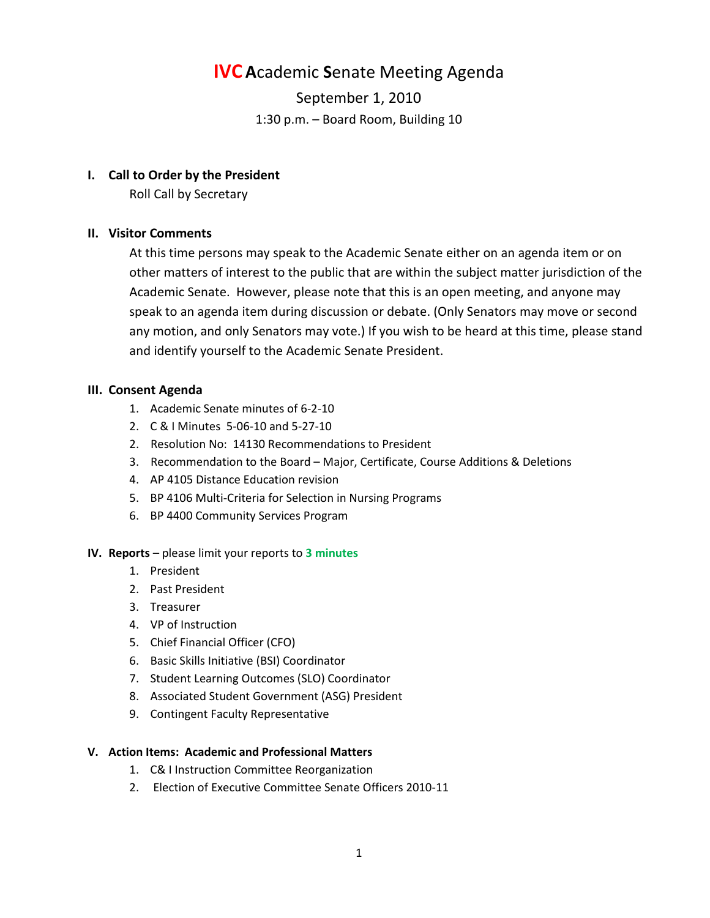# IVC Academic Senate Meeting Agenda

September 1, 2010

1:30 p.m. – Board Room, Building 10

## I. Call to Order by the President

Roll Call by Secretary

## II. Visitor Comments

At this time persons may speak to the Academic Senate either on an agenda item or on other matters of interest to the public that are within the subject matter jurisdiction of the Academic Senate. However, please note that this is an open meeting, and anyone may speak to an agenda item during discussion or debate. (Only Senators may move or second any motion, and only Senators may vote.) If you wish to be heard at this time, please stand and identify yourself to the Academic Senate President.

## III. Consent Agenda

1. Academic Senate minutes of 6-2-10
2. C & I Minutes 5-06-10 and 5-27-10
2. Resolution No: 14130 Recommendations to President
3. Recommendation to the Board – Major, Certificate, Course Additions & Deletions
4. AP 4105 Distance Education revision
5. BP 4106 Multi-Criteria for Selection in Nursing Programs
6. BP 4400 Community Services Program

## IV. Reports – please limit your reports to 3 minutes

1. President
2. Past President
3. Treasurer
4. VP of Instruction
5. Chief Financial Officer (CFO)
6. Basic Skills Initiative (BSI) Coordinator
7. Student Learning Outcomes (SLO) Coordinator
8. Associated Student Government (ASG) President
9. Contingent Faculty Representative

## V. Action Items: Academic and Professional Matters

1. C& I Instruction Committee Reorganization
2. Election of Executive Committee Senate Officers 2010-11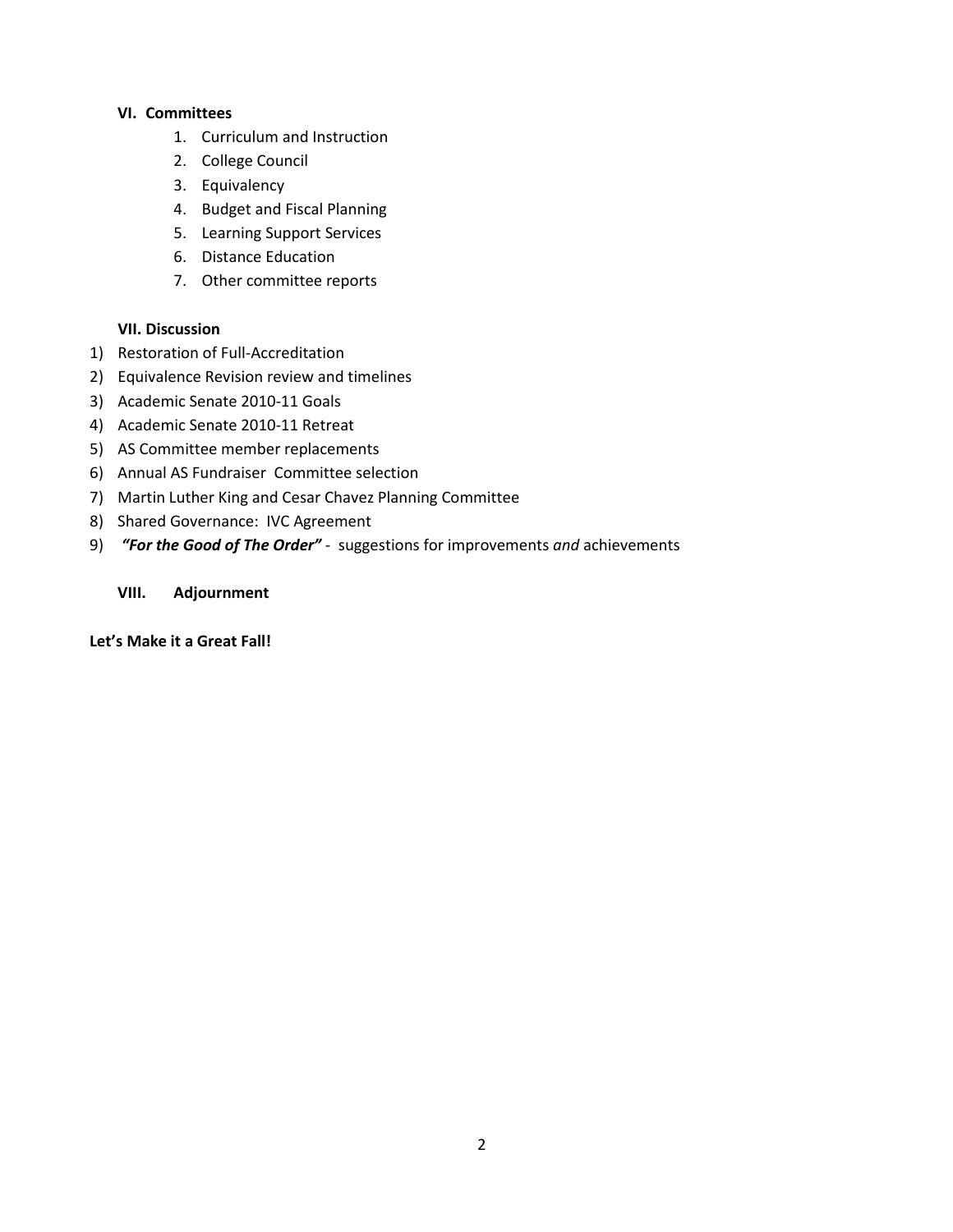**VI. Committees**

1. Curriculum and Instruction
2. College Council
3. Equivalency
4. Budget and Fiscal Planning
5. Learning Support Services
6. Distance Education
7. Other committee reports

**VII. Discussion**

1) Restoration of Full-Accreditation
2) Equivalence Revision review and timelines
3) Academic Senate 2010-11 Goals
4) Academic Senate 2010-11 Retreat
5) AS Committee member replacements
6) Annual AS Fundraiser Committee selection
7) Martin Luther King and Cesar Chavez Planning Committee
8) Shared Governance: IVC Agreement
9) ***"For the Good of The Order"*** - suggestions for improvements *and* achievements

**VIII. Adjournment**

**Let's Make it a Great Fall!**